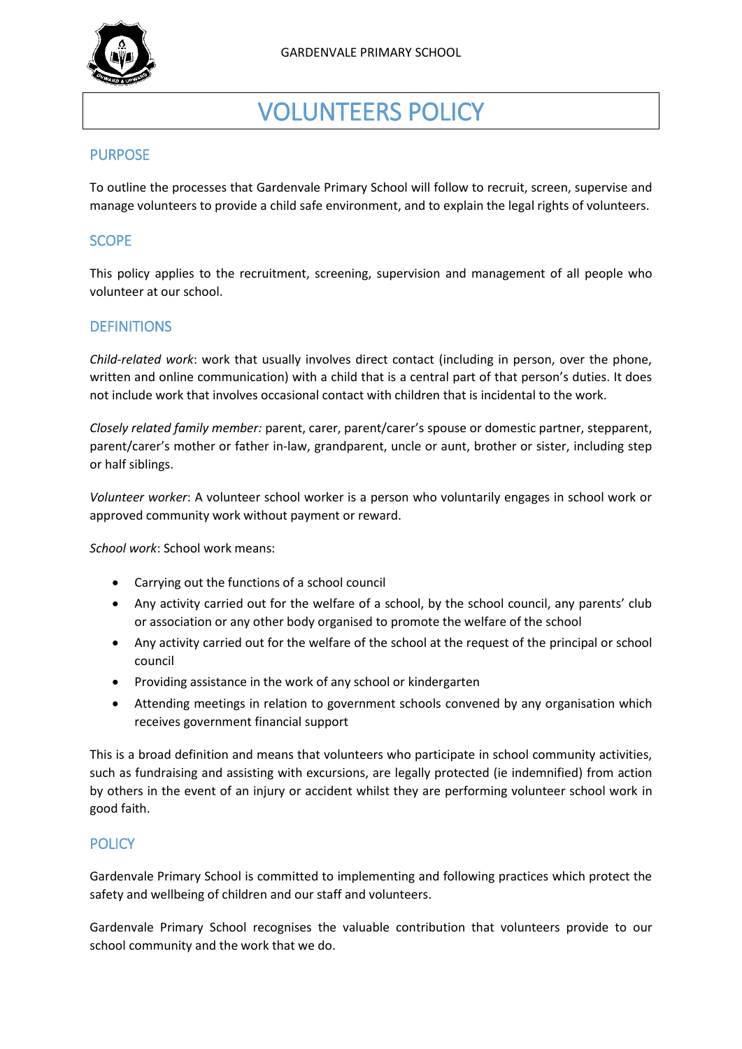GARDENVALE PRIMARY SCHOOL

# VOLUNTEERS POLICY

## PURPOSE

To outline the processes that Gardenvale Primary School will follow to recruit, screen, supervise and manage volunteers to provide a child safe environment, and to explain the legal rights of volunteers.

## SCOPE

This policy applies to the recruitment, screening, supervision and management of all people who volunteer at our school.

## DEFINITIONS

*Child-related work*: work that usually involves direct contact (including in person, over the phone, written and online communication) with a child that is a central part of that person's duties. It does not include work that involves occasional contact with children that is incidental to the work.

*Closely related family member:* parent, carer, parent/carer's spouse or domestic partner, stepparent, parent/carer's mother or father in-law, grandparent, uncle or aunt, brother or sister, including step or half siblings.

*Volunteer worker*: A volunteer school worker is a person who voluntarily engages in school work or approved community work without payment or reward.

*School work*: School work means:

- Carrying out the functions of a school council
- Any activity carried out for the welfare of a school, by the school council, any parents' club or association or any other body organised to promote the welfare of the school
- Any activity carried out for the welfare of the school at the request of the principal or school council
- Providing assistance in the work of any school or kindergarten
- Attending meetings in relation to government schools convened by any organisation which receives government financial support

This is a broad definition and means that volunteers who participate in school community activities, such as fundraising and assisting with excursions, are legally protected (ie indemnified) from action by others in the event of an injury or accident whilst they are performing volunteer school work in good faith.

## POLICY

Gardenvale Primary School is committed to implementing and following practices which protect the safety and wellbeing of children and our staff and volunteers.

Gardenvale Primary School recognises the valuable contribution that volunteers provide to our school community and the work that we do.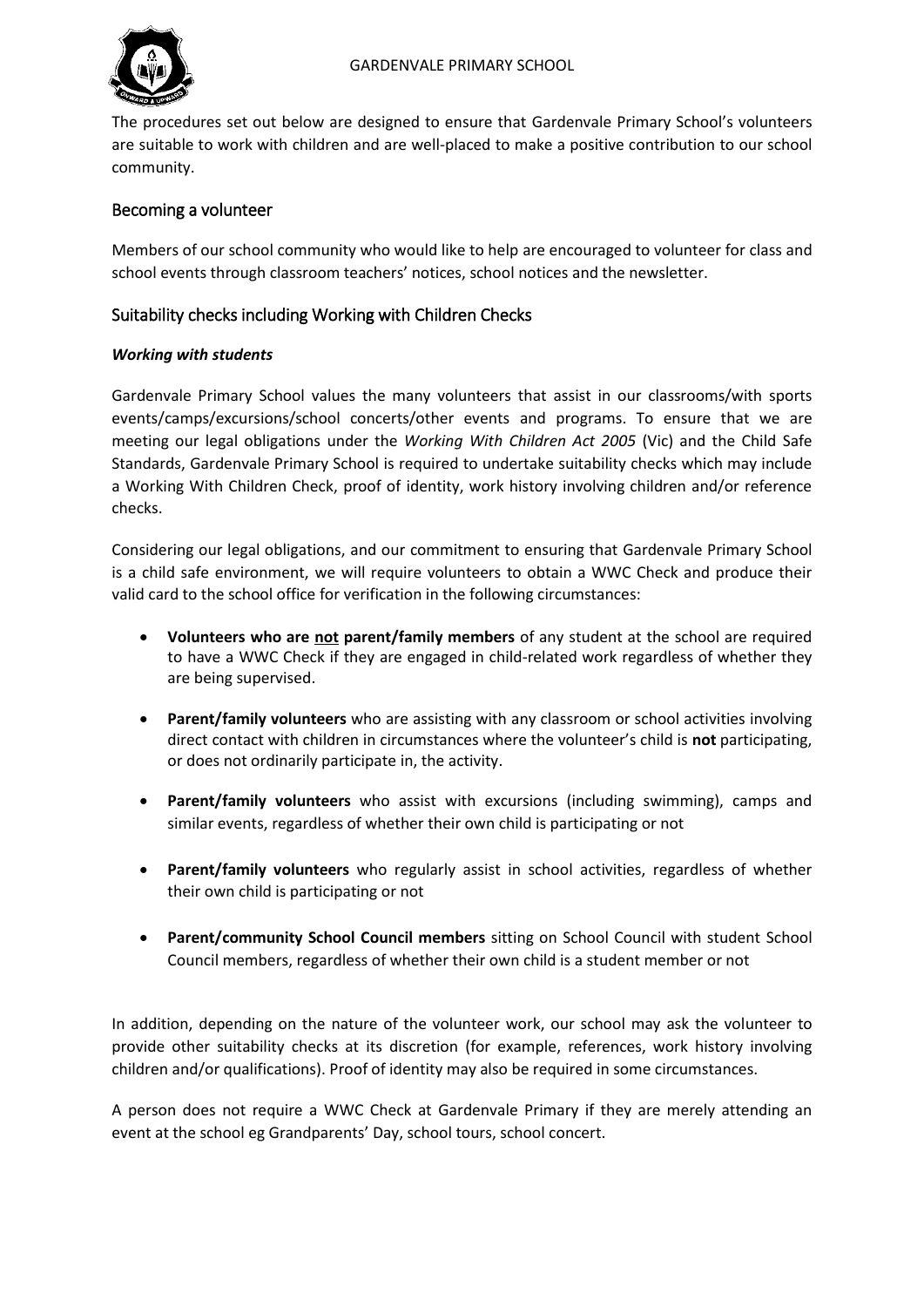The procedures set out below are designed to ensure that Gardenvale Primary School's volunteers are suitable to work with children and are well-placed to make a positive contribution to our school community.

## Becoming a volunteer

Members of our school community who would like to help are encouraged to volunteer for class and school events through classroom teachers' notices, school notices and the newsletter.

## Suitability checks including Working with Children Checks

***Working with students***

Gardenvale Primary School values the many volunteers that assist in our classrooms/with sports events/camps/excursions/school concerts/other events and programs. To ensure that we are meeting our legal obligations under the *Working With Children Act 2005* (Vic) and the Child Safe Standards, Gardenvale Primary School is required to undertake suitability checks which may include a Working With Children Check, proof of identity, work history involving children and/or reference checks.

Considering our legal obligations, and our commitment to ensuring that Gardenvale Primary School is a child safe environment, we will require volunteers to obtain a WWC Check and produce their valid card to the school office for verification in the following circumstances:

- **Volunteers who are <u>not</u> parent/family members** of any student at the school are required to have a WWC Check if they are engaged in child-related work regardless of whether they are being supervised.
- **Parent/family volunteers** who are assisting with any classroom or school activities involving direct contact with children in circumstances where the volunteer's child is **not** participating, or does not ordinarily participate in, the activity.
- **Parent/family volunteers** who assist with excursions (including swimming), camps and similar events, regardless of whether their own child is participating or not
- **Parent/family volunteers** who regularly assist in school activities, regardless of whether their own child is participating or not
- **Parent/community School Council members** sitting on School Council with student School Council members, regardless of whether their own child is a student member or not

In addition, depending on the nature of the volunteer work, our school may ask the volunteer to provide other suitability checks at its discretion (for example, references, work history involving children and/or qualifications). Proof of identity may also be required in some circumstances.

A person does not require a WWC Check at Gardenvale Primary if they are merely attending an event at the school eg Grandparents' Day, school tours, school concert.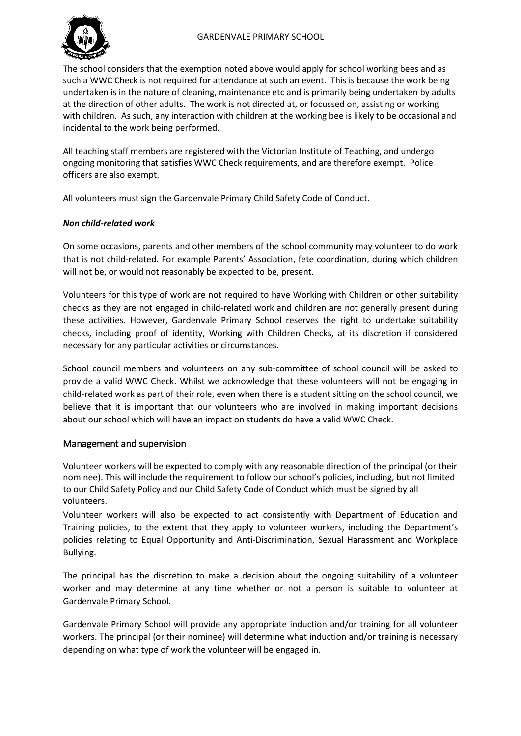The school considers that the exemption noted above would apply for school working bees and as such a WWC Check is not required for attendance at such an event. This is because the work being undertaken is in the nature of cleaning, maintenance etc and is primarily being undertaken by adults at the direction of other adults. The work is not directed at, or focussed on, assisting or working with children. As such, any interaction with children at the working bee is likely to be occasional and incidental to the work being performed.

All teaching staff members are registered with the Victorian Institute of Teaching, and undergo ongoing monitoring that satisfies WWC Check requirements, and are therefore exempt. Police officers are also exempt.

All volunteers must sign the Gardenvale Primary Child Safety Code of Conduct.

***Non child-related work***

On some occasions, parents and other members of the school community may volunteer to do work that is not child-related. For example Parents' Association, fete coordination, during which children will not be, or would not reasonably be expected to be, present.

Volunteers for this type of work are not required to have Working with Children or other suitability checks as they are not engaged in child-related work and children are not generally present during these activities. However, Gardenvale Primary School reserves the right to undertake suitability checks, including proof of identity, Working with Children Checks, at its discretion if considered necessary for any particular activities or circumstances.

School council members and volunteers on any sub-committee of school council will be asked to provide a valid WWC Check. Whilst we acknowledge that these volunteers will not be engaging in child-related work as part of their role, even when there is a student sitting on the school council, we believe that it is important that our volunteers who are involved in making important decisions about our school which will have an impact on students do have a valid WWC Check.

## Management and supervision

Volunteer workers will be expected to comply with any reasonable direction of the principal (or their nominee). This will include the requirement to follow our school's policies, including, but not limited to our Child Safety Policy and our Child Safety Code of Conduct which must be signed by all volunteers.

Volunteer workers will also be expected to act consistently with Department of Education and Training policies, to the extent that they apply to volunteer workers, including the Department's policies relating to Equal Opportunity and Anti-Discrimination, Sexual Harassment and Workplace Bullying.

The principal has the discretion to make a decision about the ongoing suitability of a volunteer worker and may determine at any time whether or not a person is suitable to volunteer at Gardenvale Primary School.

Gardenvale Primary School will provide any appropriate induction and/or training for all volunteer workers. The principal (or their nominee) will determine what induction and/or training is necessary depending on what type of work the volunteer will be engaged in.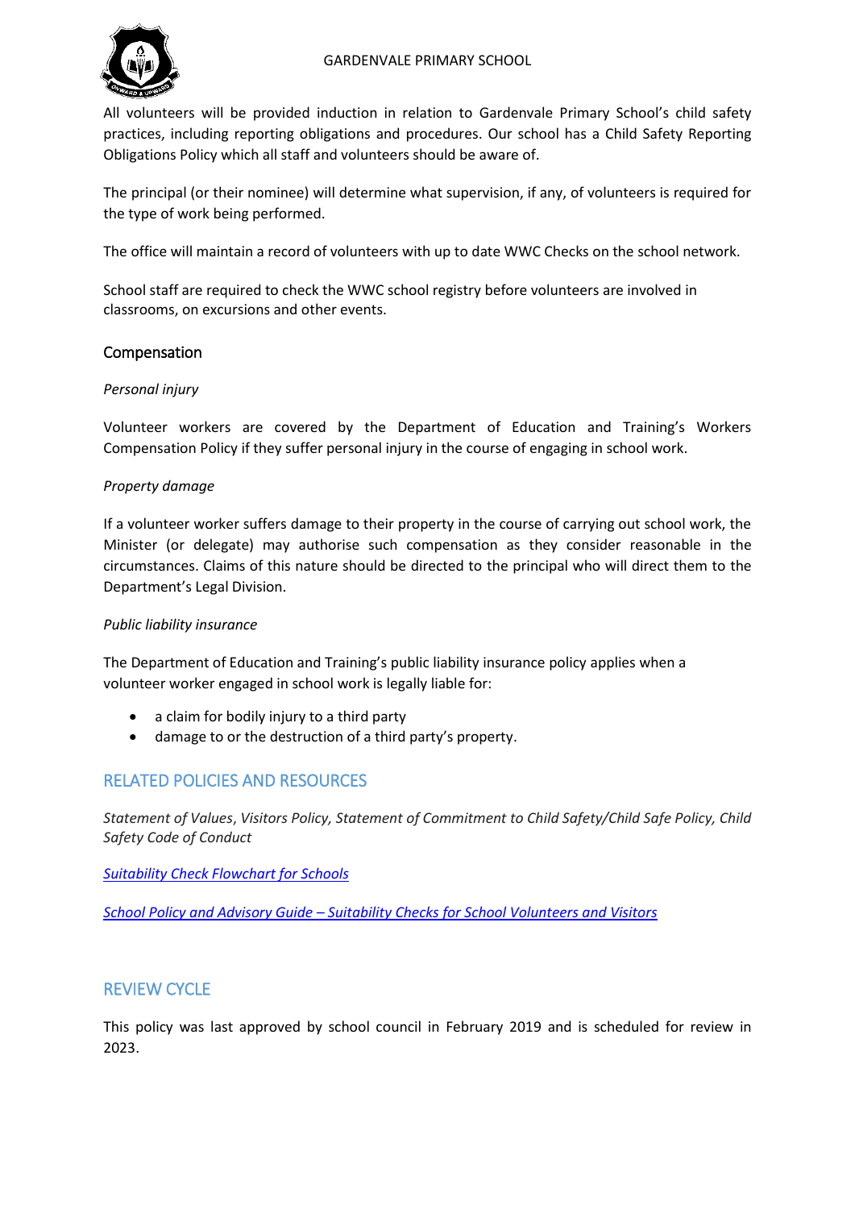All volunteers will be provided induction in relation to Gardenvale Primary School's child safety practices, including reporting obligations and procedures. Our school has a Child Safety Reporting Obligations Policy which all staff and volunteers should be aware of.

The principal (or their nominee) will determine what supervision, if any, of volunteers is required for the type of work being performed.

The office will maintain a record of volunteers with up to date WWC Checks on the school network.

School staff are required to check the WWC school registry before volunteers are involved in classrooms, on excursions and other events.

### Compensation

*Personal injury*

Volunteer workers are covered by the Department of Education and Training's Workers Compensation Policy if they suffer personal injury in the course of engaging in school work.

*Property damage*

If a volunteer worker suffers damage to their property in the course of carrying out school work, the Minister (or delegate) may authorise such compensation as they consider reasonable in the circumstances. Claims of this nature should be directed to the principal who will direct them to the Department's Legal Division.

*Public liability insurance*

The Department of Education and Training's public liability insurance policy applies when a volunteer worker engaged in school work is legally liable for:

- a claim for bodily injury to a third party
- damage to or the destruction of a third party's property.

## RELATED POLICIES AND RESOURCES

*Statement of Values*, *Visitors Policy, Statement of Commitment to Child Safety/Child Safe Policy, Child Safety Code of Conduct*

*Suitability Check Flowchart for Schools*

*School Policy and Advisory Guide – Suitability Checks for School Volunteers and Visitors*

## REVIEW CYCLE

This policy was last approved by school council in February 2019 and is scheduled for review in 2023.